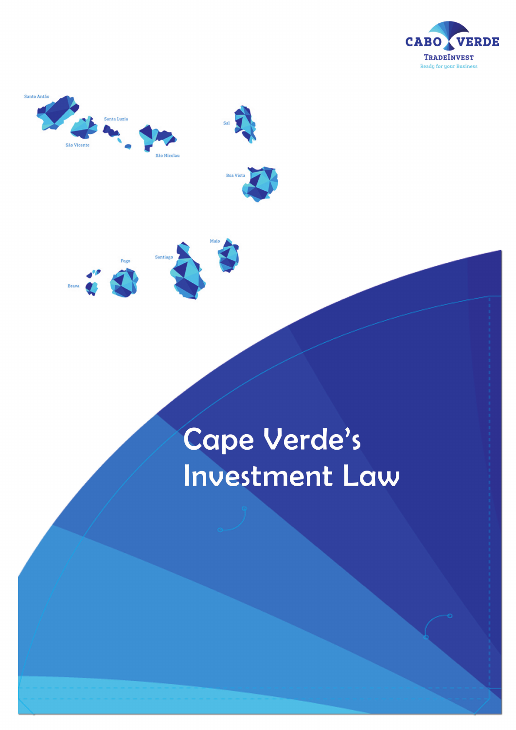CABO VERDE

TRADEINVEST

Ready for your Business

Santo Antão

São Vicente

Santa Luzia

São Nicolau

Sal

Boa Vista

Maio

Santiago

Fogo

Brava

# Cape Verde's Investment Law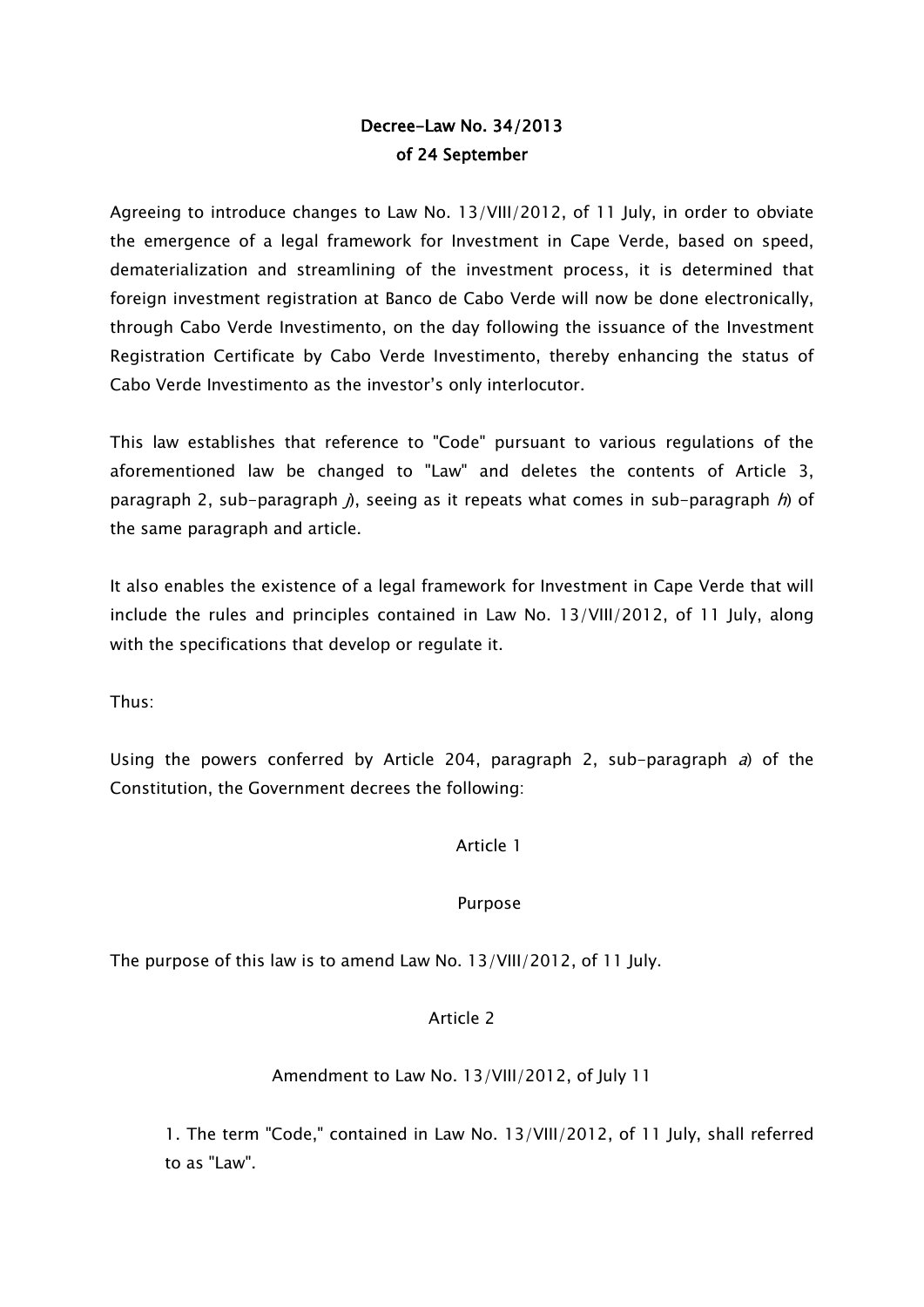**Decree-Law No. 34/2013**
**of 24 September**

Agreeing to introduce changes to Law No. 13/VIII/2012, of 11 July, in order to obviate the emergence of a legal framework for Investment in Cape Verde, based on speed, dematerialization and streamlining of the investment process, it is determined that foreign investment registration at Banco de Cabo Verde will now be done electronically, through Cabo Verde Investimento, on the day following the issuance of the Investment Registration Certificate by Cabo Verde Investimento, thereby enhancing the status of Cabo Verde Investimento as the investor's only interlocutor.

This law establishes that reference to "Code" pursuant to various regulations of the aforementioned law be changed to "Law" and deletes the contents of Article 3, paragraph 2, sub-paragraph *j*), seeing as it repeats what comes in sub-paragraph *h*) of the same paragraph and article.

It also enables the existence of a legal framework for Investment in Cape Verde that will include the rules and principles contained in Law No. 13/VIII/2012, of 11 July, along with the specifications that develop or regulate it.

Thus:

Using the powers conferred by Article 204, paragraph 2, sub-paragraph *a*) of the Constitution, the Government decrees the following:

Article 1

Purpose

The purpose of this law is to amend Law No. 13/VIII/2012, of 11 July.

Article 2

Amendment to Law No. 13/VIII/2012, of July 11

1. The term "Code," contained in Law No. 13/VIII/2012, of 11 July, shall referred to as "Law".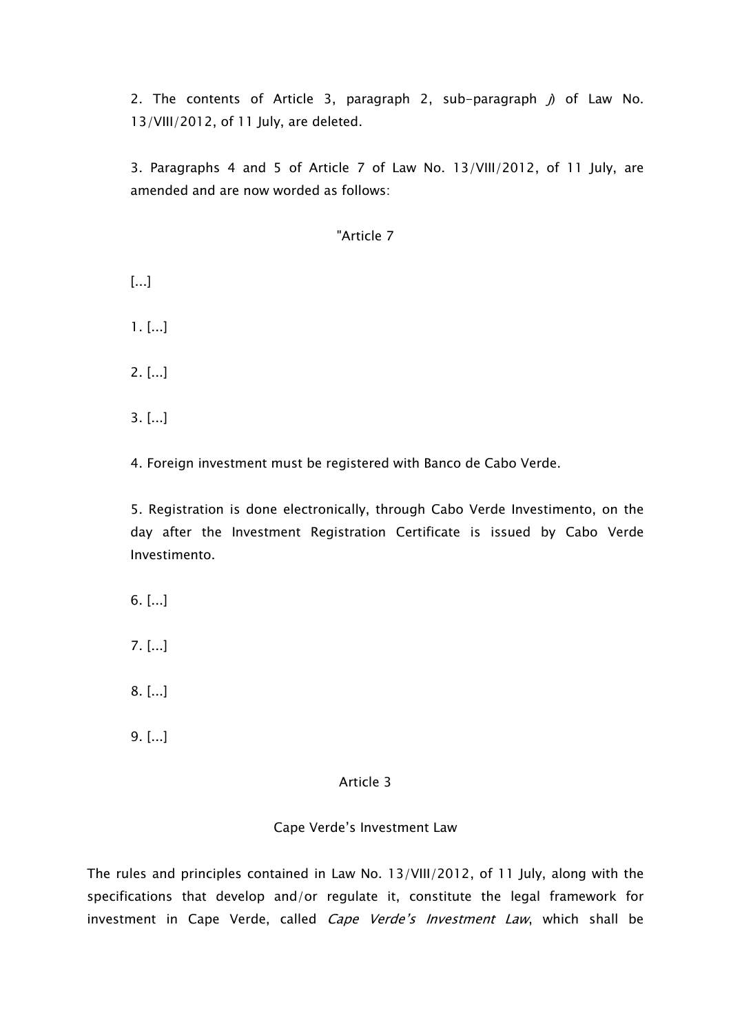2. The contents of Article 3, paragraph 2, sub-paragraph *j*) of Law No. 13/VIII/2012, of 11 July, are deleted.

3. Paragraphs 4 and 5 of Article 7 of Law No. 13/VIII/2012, of 11 July, are amended and are now worded as follows:

"Article 7

[...]

1. [...]

2. [...]

3. [...]

4. Foreign investment must be registered with Banco de Cabo Verde.

5. Registration is done electronically, through Cabo Verde Investimento, on the day after the Investment Registration Certificate is issued by Cabo Verde Investimento.

6. [...]

7. [...]

8. [...]

9. [...]

Article 3

Cape Verde's Investment Law

The rules and principles contained in Law No. 13/VIII/2012, of 11 July, along with the specifications that develop and/or regulate it, constitute the legal framework for investment in Cape Verde, called *Cape Verde's Investment Law*, which shall be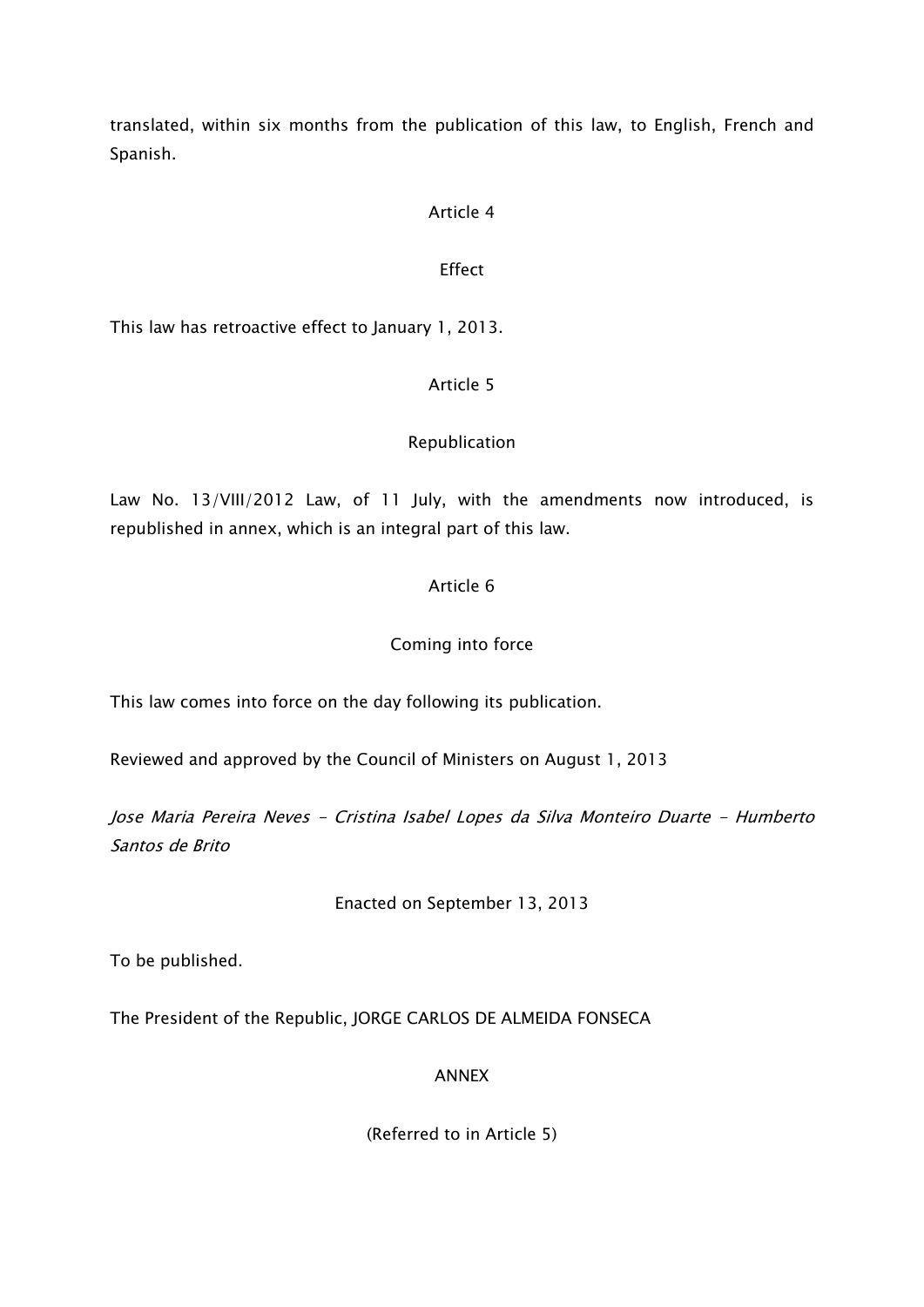translated, within six months from the publication of this law, to English, French and Spanish.

## Article 4

### Effect

This law has retroactive effect to January 1, 2013.

## Article 5

### Republication

Law No. 13/VIII/2012 Law, of 11 July, with the amendments now introduced, is republished in annex, which is an integral part of this law.

## Article 6

### Coming into force

This law comes into force on the day following its publication.

Reviewed and approved by the Council of Ministers on August 1, 2013

*Jose Maria Pereira Neves - Cristina Isabel Lopes da Silva Monteiro Duarte - Humberto Santos de Brito*

Enacted on September 13, 2013

To be published.

The President of the Republic, JORGE CARLOS DE ALMEIDA FONSECA

## ANNEX

(Referred to in Article 5)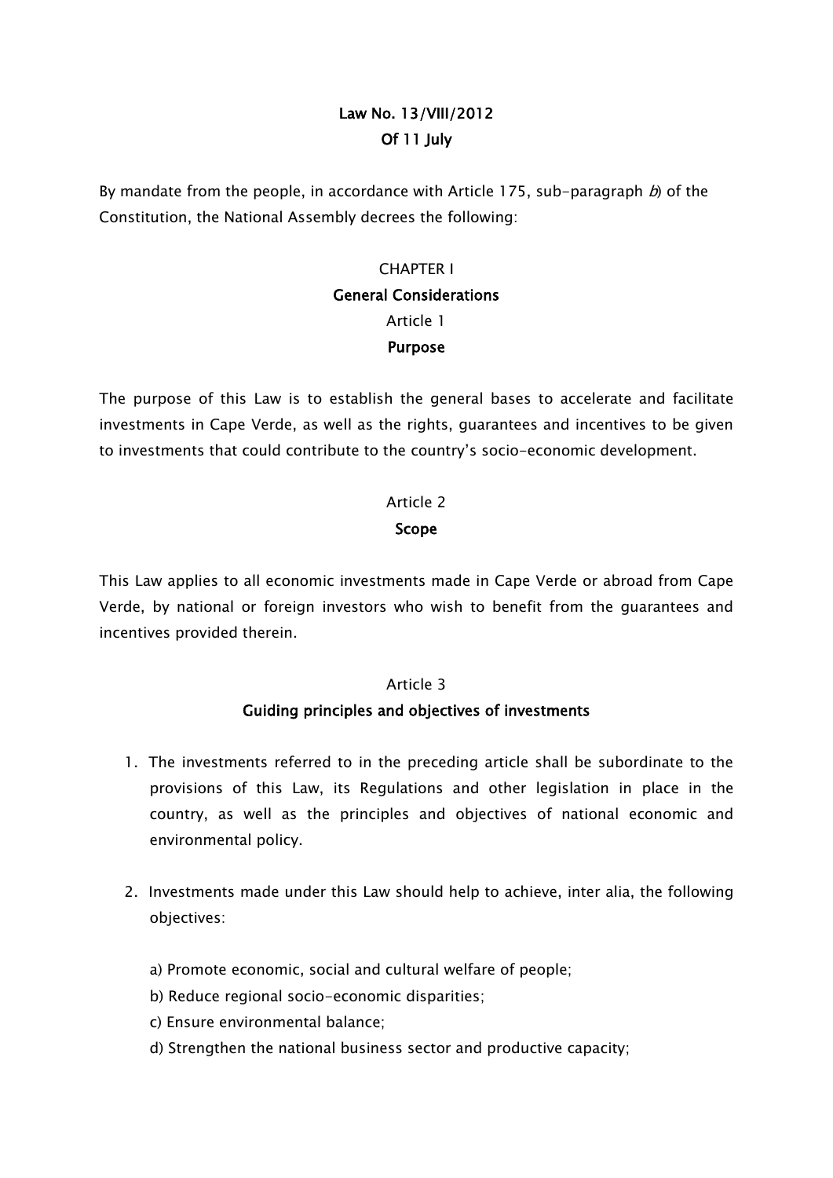**Law No. 13/VIII/2012**
**Of 11 July**

By mandate from the people, in accordance with Article 175, sub-paragraph *b*) of the Constitution, the National Assembly decrees the following:

## CHAPTER I
## General Considerations

### Article 1
### Purpose

The purpose of this Law is to establish the general bases to accelerate and facilitate investments in Cape Verde, as well as the rights, guarantees and incentives to be given to investments that could contribute to the country's socio-economic development.

### Article 2
### Scope

This Law applies to all economic investments made in Cape Verde or abroad from Cape Verde, by national or foreign investors who wish to benefit from the guarantees and incentives provided therein.

### Article 3
### Guiding principles and objectives of investments

1. The investments referred to in the preceding article shall be subordinate to the provisions of this Law, its Regulations and other legislation in place in the country, as well as the principles and objectives of national economic and environmental policy.

2. Investments made under this Law should help to achieve, inter alia, the following objectives:

   a) Promote economic, social and cultural welfare of people;
   b) Reduce regional socio-economic disparities;
   c) Ensure environmental balance;
   d) Strengthen the national business sector and productive capacity;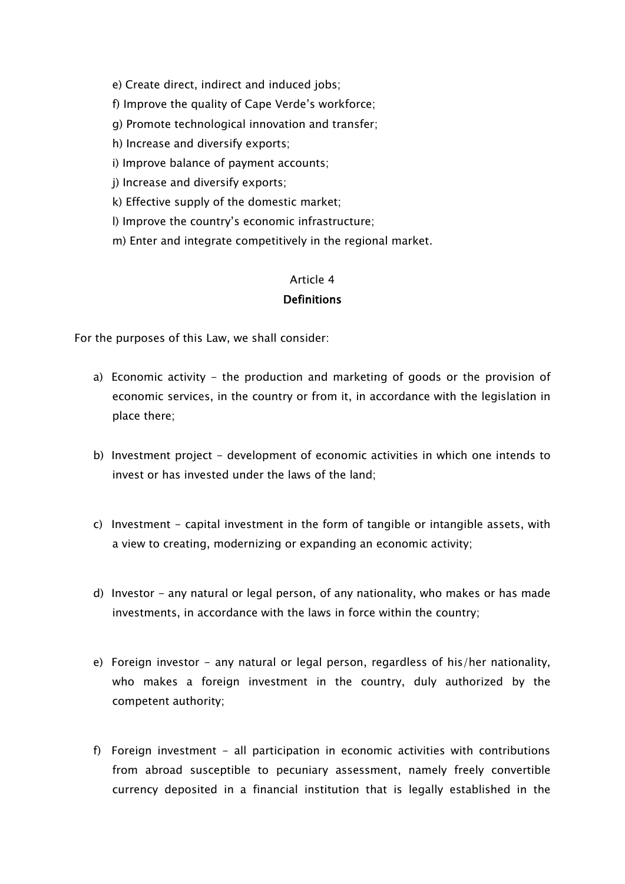e) Create direct, indirect and induced jobs;

f) Improve the quality of Cape Verde's workforce;

g) Promote technological innovation and transfer;

h) Increase and diversify exports;

i) Improve balance of payment accounts;

j) Increase and diversify exports;

k) Effective supply of the domestic market;

l) Improve the country's economic infrastructure;

m) Enter and integrate competitively in the regional market.

## Article 4
## Definitions

For the purposes of this Law, we shall consider:

a) Economic activity - the production and marketing of goods or the provision of economic services, in the country or from it, in accordance with the legislation in place there;

b) Investment project - development of economic activities in which one intends to invest or has invested under the laws of the land;

c) Investment - capital investment in the form of tangible or intangible assets, with a view to creating, modernizing or expanding an economic activity;

d) Investor – any natural or legal person, of any nationality, who makes or has made investments, in accordance with the laws in force within the country;

e) Foreign investor - any natural or legal person, regardless of his/her nationality, who makes a foreign investment in the country, duly authorized by the competent authority;

f) Foreign investment - all participation in economic activities with contributions from abroad susceptible to pecuniary assessment, namely freely convertible currency deposited in a financial institution that is legally established in the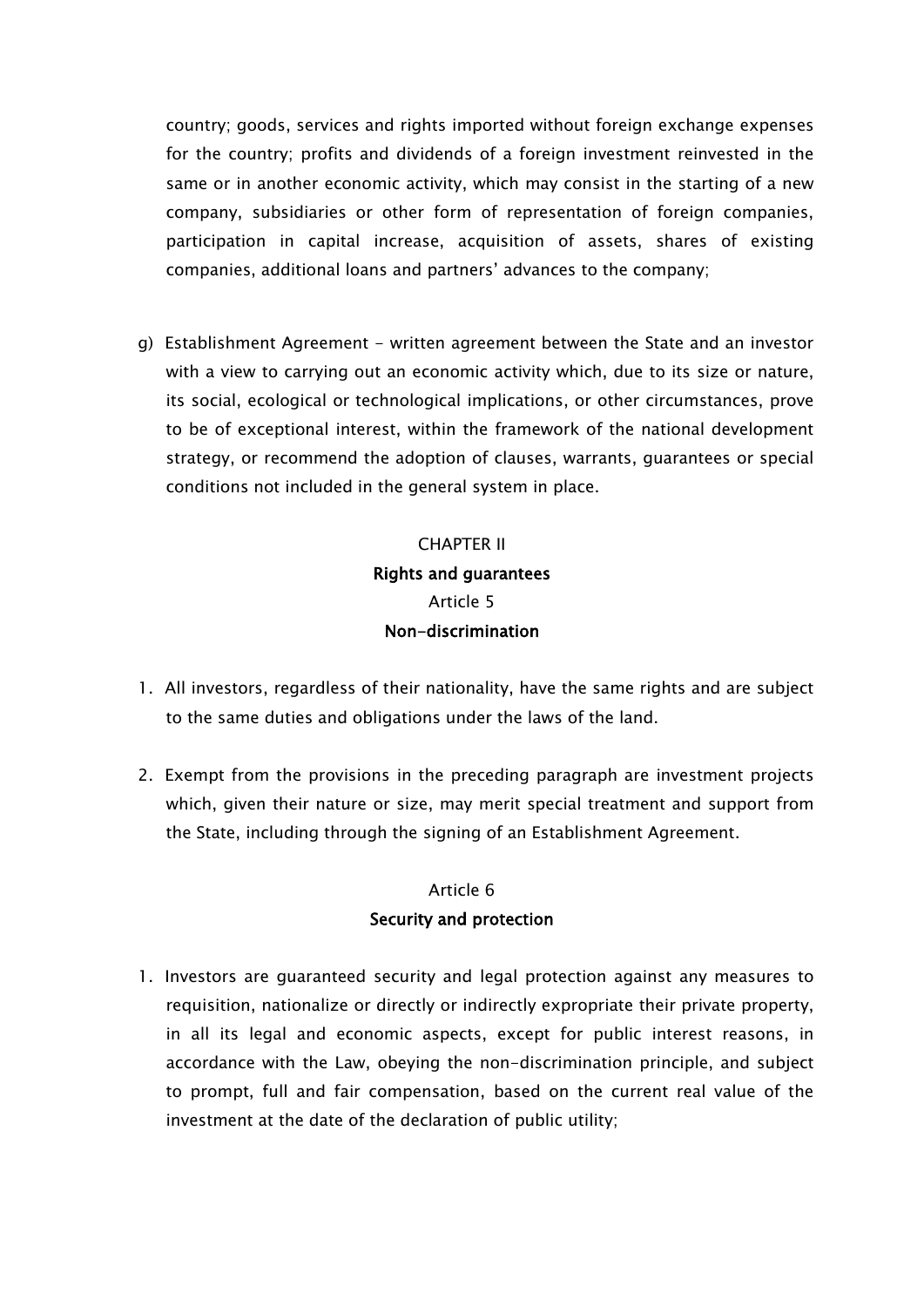country; goods, services and rights imported without foreign exchange expenses for the country; profits and dividends of a foreign investment reinvested in the same or in another economic activity, which may consist in the starting of a new company, subsidiaries or other form of representation of foreign companies, participation in capital increase, acquisition of assets, shares of existing companies, additional loans and partners' advances to the company;

g) Establishment Agreement - written agreement between the State and an investor with a view to carrying out an economic activity which, due to its size or nature, its social, ecological or technological implications, or other circumstances, prove to be of exceptional interest, within the framework of the national development strategy, or recommend the adoption of clauses, warrants, guarantees or special conditions not included in the general system in place.

## CHAPTER II
## Rights and guarantees

### Article 5
### Non-discrimination

1. All investors, regardless of their nationality, have the same rights and are subject to the same duties and obligations under the laws of the land.

2. Exempt from the provisions in the preceding paragraph are investment projects which, given their nature or size, may merit special treatment and support from the State, including through the signing of an Establishment Agreement.

### Article 6
### Security and protection

1. Investors are guaranteed security and legal protection against any measures to requisition, nationalize or directly or indirectly expropriate their private property, in all its legal and economic aspects, except for public interest reasons, in accordance with the Law, obeying the non-discrimination principle, and subject to prompt, full and fair compensation, based on the current real value of the investment at the date of the declaration of public utility;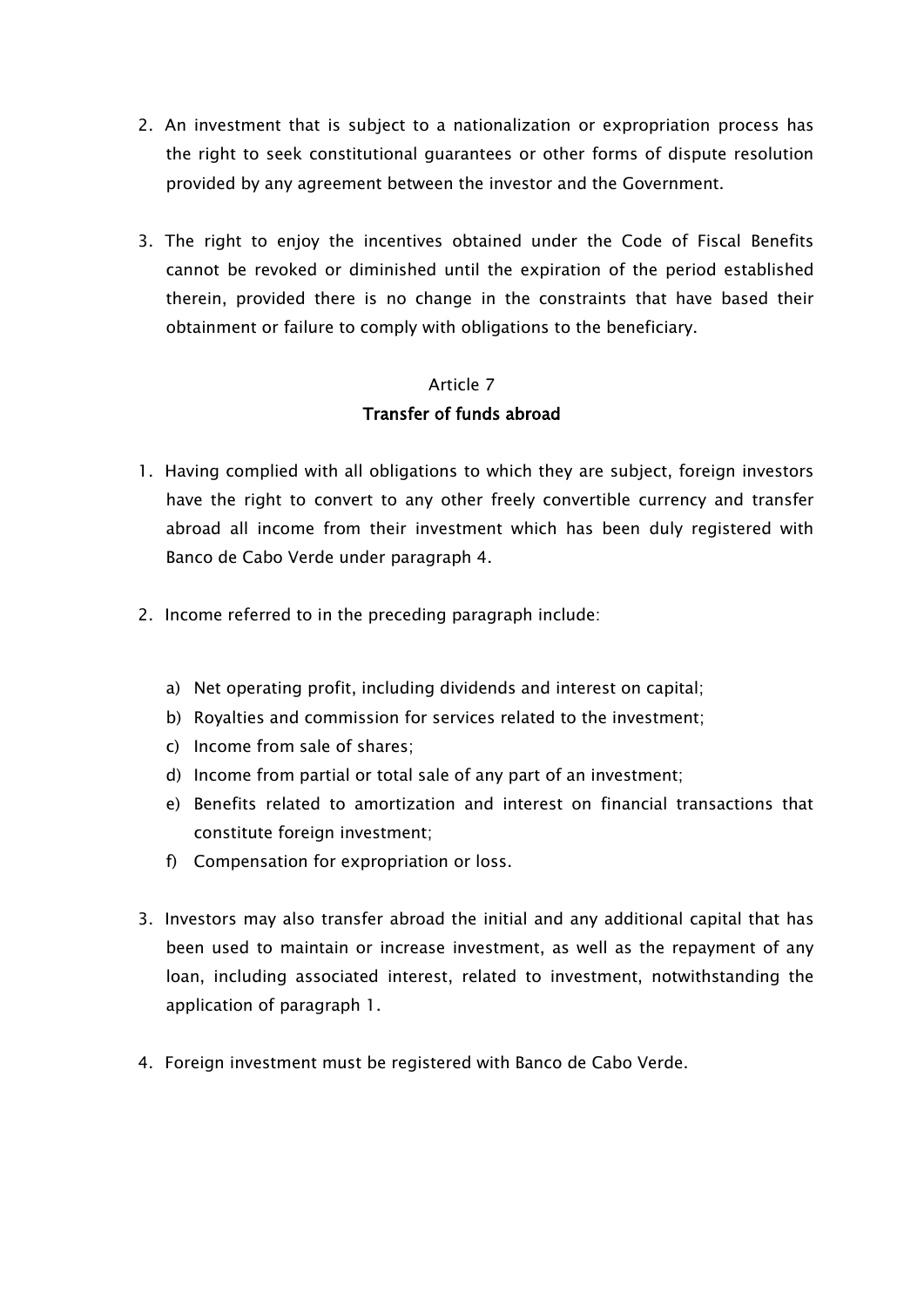2. An investment that is subject to a nationalization or expropriation process has the right to seek constitutional guarantees or other forms of dispute resolution provided by any agreement between the investor and the Government.

3. The right to enjoy the incentives obtained under the Code of Fiscal Benefits cannot be revoked or diminished until the expiration of the period established therein, provided there is no change in the constraints that have based their obtainment or failure to comply with obligations to the beneficiary.

### Article 7
### Transfer of funds abroad

1. Having complied with all obligations to which they are subject, foreign investors have the right to convert to any other freely convertible currency and transfer abroad all income from their investment which has been duly registered with Banco de Cabo Verde under paragraph 4.

2. Income referred to in the preceding paragraph include:

   a) Net operating profit, including dividends and interest on capital;
   b) Royalties and commission for services related to the investment;
   c) Income from sale of shares;
   d) Income from partial or total sale of any part of an investment;
   e) Benefits related to amortization and interest on financial transactions that constitute foreign investment;
   f) Compensation for expropriation or loss.

3. Investors may also transfer abroad the initial and any additional capital that has been used to maintain or increase investment, as well as the repayment of any loan, including associated interest, related to investment, notwithstanding the application of paragraph 1.

4. Foreign investment must be registered with Banco de Cabo Verde.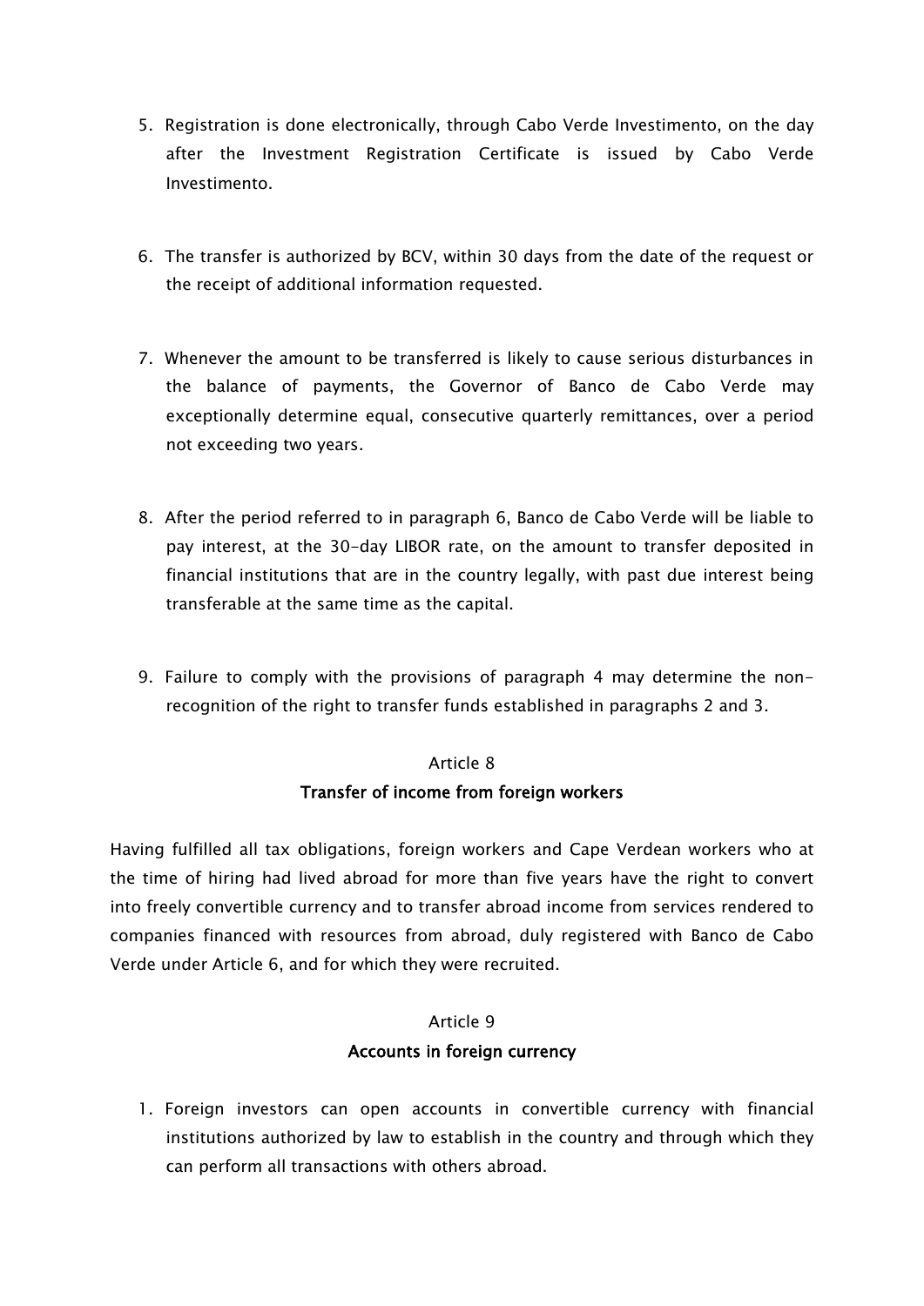5. Registration is done electronically, through Cabo Verde Investimento, on the day after the Investment Registration Certificate is issued by Cabo Verde Investimento.

6. The transfer is authorized by BCV, within 30 days from the date of the request or the receipt of additional information requested.

7. Whenever the amount to be transferred is likely to cause serious disturbances in the balance of payments, the Governor of Banco de Cabo Verde may exceptionally determine equal, consecutive quarterly remittances, over a period not exceeding two years.

8. After the period referred to in paragraph 6, Banco de Cabo Verde will be liable to pay interest, at the 30-day LIBOR rate, on the amount to transfer deposited in financial institutions that are in the country legally, with past due interest being transferable at the same time as the capital.

9. Failure to comply with the provisions of paragraph 4 may determine the non-recognition of the right to transfer funds established in paragraphs 2 and 3.

### Article 8
### Transfer of income from foreign workers

Having fulfilled all tax obligations, foreign workers and Cape Verdean workers who at the time of hiring had lived abroad for more than five years have the right to convert into freely convertible currency and to transfer abroad income from services rendered to companies financed with resources from abroad, duly registered with Banco de Cabo Verde under Article 6, and for which they were recruited.

### Article 9
### Accounts in foreign currency

1. Foreign investors can open accounts in convertible currency with financial institutions authorized by law to establish in the country and through which they can perform all transactions with others abroad.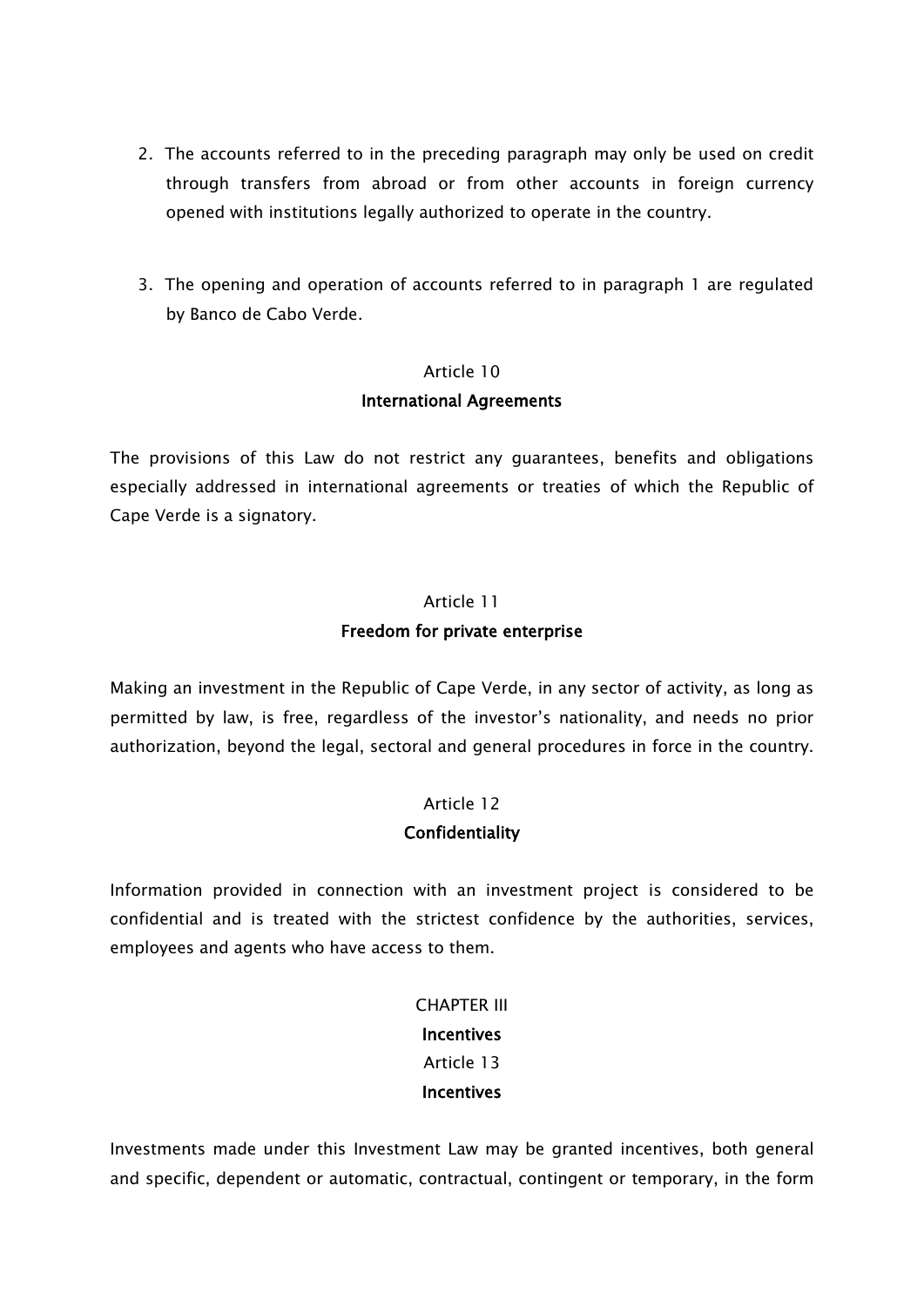2. The accounts referred to in the preceding paragraph may only be used on credit through transfers from abroad or from other accounts in foreign currency opened with institutions legally authorized to operate in the country.

3. The opening and operation of accounts referred to in paragraph 1 are regulated by Banco de Cabo Verde.

Article 10

**International Agreements**

The provisions of this Law do not restrict any guarantees, benefits and obligations especially addressed in international agreements or treaties of which the Republic of Cape Verde is a signatory.

Article 11

**Freedom for private enterprise**

Making an investment in the Republic of Cape Verde, in any sector of activity, as long as permitted by law, is free, regardless of the investor's nationality, and needs no prior authorization, beyond the legal, sectoral and general procedures in force in the country.

Article 12

**Confidentiality**

Information provided in connection with an investment project is considered to be confidential and is treated with the strictest confidence by the authorities, services, employees and agents who have access to them.

CHAPTER III

**Incentives**

Article 13

**Incentives**

Investments made under this Investment Law may be granted incentives, both general and specific, dependent or automatic, contractual, contingent or temporary, in the form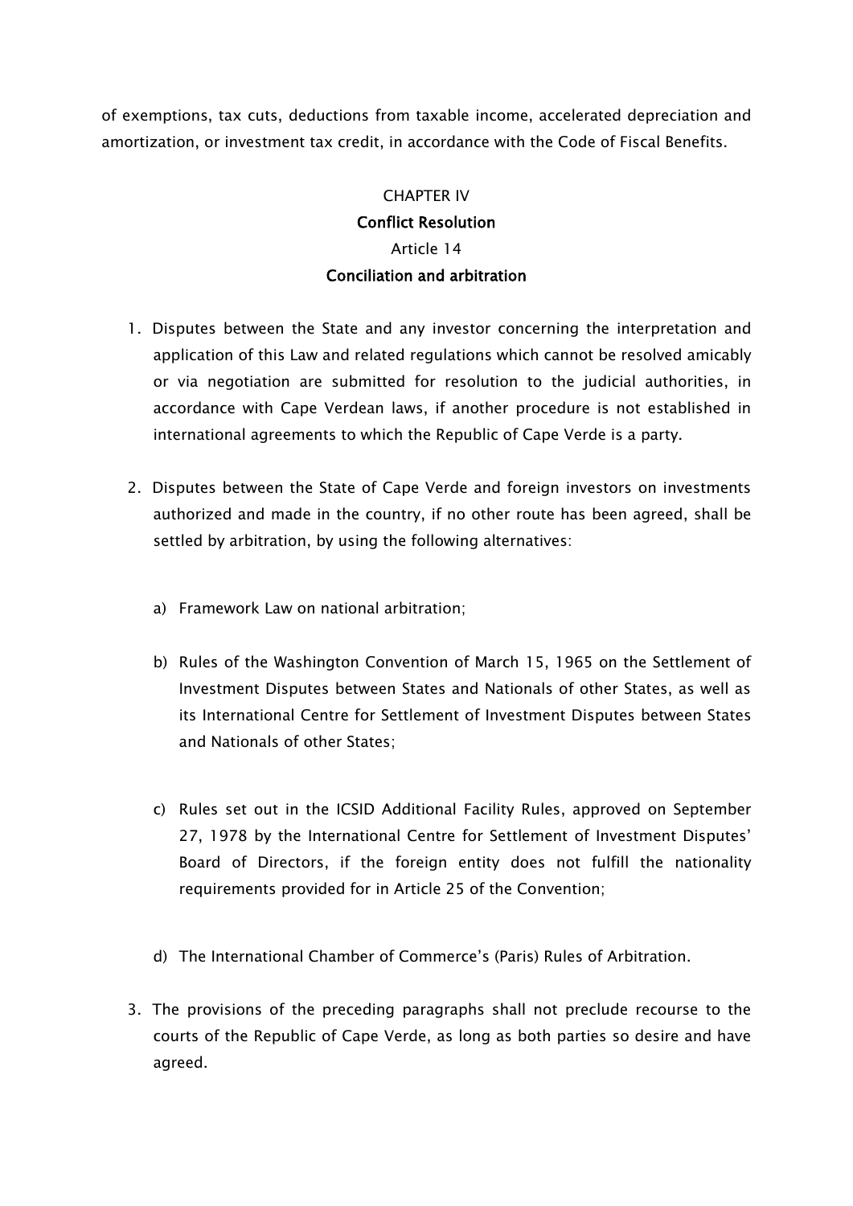of exemptions, tax cuts, deductions from taxable income, accelerated depreciation and amortization, or investment tax credit, in accordance with the Code of Fiscal Benefits.

## CHAPTER IV
## Conflict Resolution
### Article 14
### Conciliation and arbitration

1. Disputes between the State and any investor concerning the interpretation and application of this Law and related regulations which cannot be resolved amicably or via negotiation are submitted for resolution to the judicial authorities, in accordance with Cape Verdean laws, if another procedure is not established in international agreements to which the Republic of Cape Verde is a party.

2. Disputes between the State of Cape Verde and foreign investors on investments authorized and made in the country, if no other route has been agreed, shall be settled by arbitration, by using the following alternatives:

   a) Framework Law on national arbitration;

   b) Rules of the Washington Convention of March 15, 1965 on the Settlement of Investment Disputes between States and Nationals of other States, as well as its International Centre for Settlement of Investment Disputes between States and Nationals of other States;

   c) Rules set out in the ICSID Additional Facility Rules, approved on September 27, 1978 by the International Centre for Settlement of Investment Disputes' Board of Directors, if the foreign entity does not fulfill the nationality requirements provided for in Article 25 of the Convention;

   d) The International Chamber of Commerce's (Paris) Rules of Arbitration.

3. The provisions of the preceding paragraphs shall not preclude recourse to the courts of the Republic of Cape Verde, as long as both parties so desire and have agreed.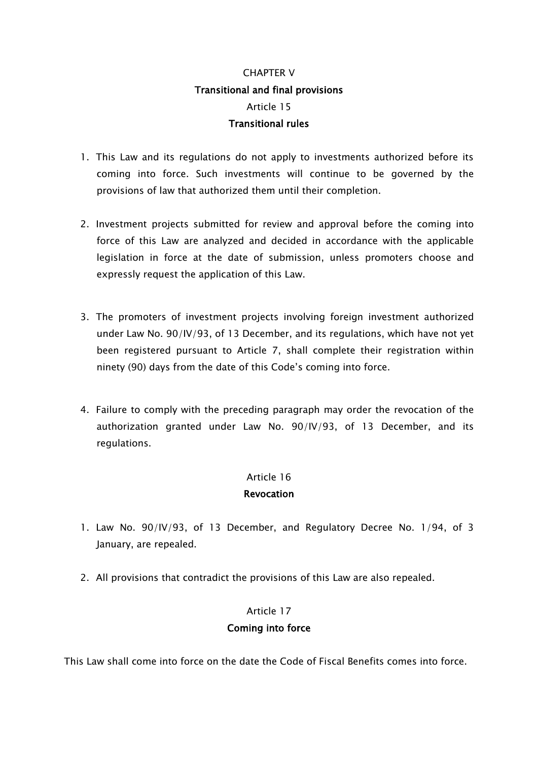# CHAPTER V

## Transitional and final provisions

### Article 15

### Transitional rules

1. This Law and its regulations do not apply to investments authorized before its coming into force. Such investments will continue to be governed by the provisions of law that authorized them until their completion.

2. Investment projects submitted for review and approval before the coming into force of this Law are analyzed and decided in accordance with the applicable legislation in force at the date of submission, unless promoters choose and expressly request the application of this Law.

3. The promoters of investment projects involving foreign investment authorized under Law No. 90/IV/93, of 13 December, and its regulations, which have not yet been registered pursuant to Article 7, shall complete their registration within ninety (90) days from the date of this Code's coming into force.

4. Failure to comply with the preceding paragraph may order the revocation of the authorization granted under Law No. 90/IV/93, of 13 December, and its regulations.

### Article 16

### Revocation

1. Law No. 90/IV/93, of 13 December, and Regulatory Decree No. 1/94, of 3 January, are repealed.

2. All provisions that contradict the provisions of this Law are also repealed.

### Article 17

### Coming into force

This Law shall come into force on the date the Code of Fiscal Benefits comes into force.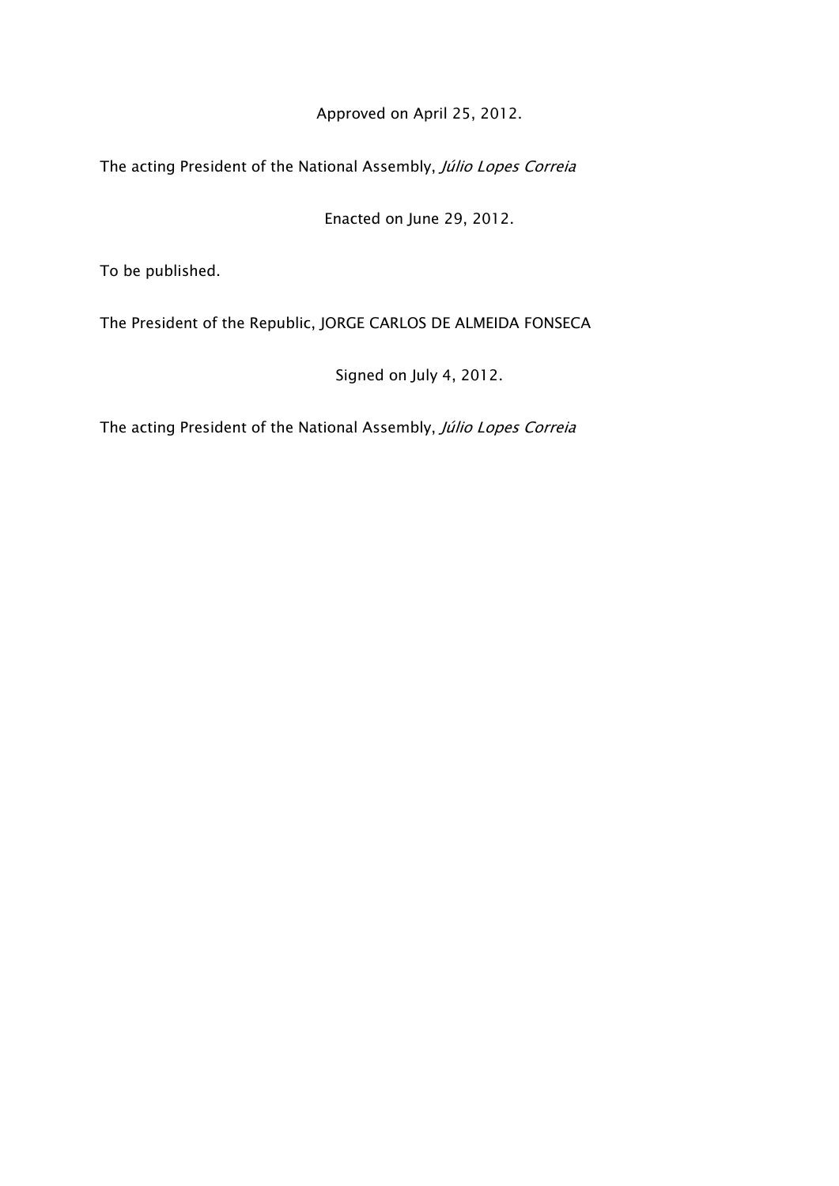Approved on April 25, 2012.

The acting President of the National Assembly, *Júlio Lopes Correia*

Enacted on June 29, 2012.

To be published.

The President of the Republic, JORGE CARLOS DE ALMEIDA FONSECA

Signed on July 4, 2012.

The acting President of the National Assembly, *Júlio Lopes Correia*